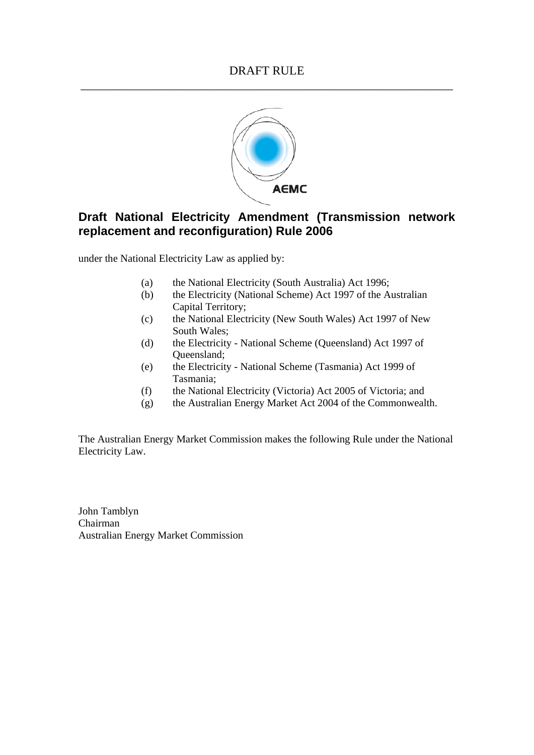DRAFT RULE

---

## Draft National Electricity Amendment (Transmission network replacement and reconfiguration) Rule 2006

under the National Electricity Law as applied by:

- (a) the National Electricity (South Australia) Act 1996;
- (b) the Electricity (National Scheme) Act 1997 of the Australian Capital Territory;
- (c) the National Electricity (New South Wales) Act 1997 of New South Wales;
- (d) the Electricity - National Scheme (Queensland) Act 1997 of Queensland;
- (e) the Electricity - National Scheme (Tasmania) Act 1999 of Tasmania;
- (f) the National Electricity (Victoria) Act 2005 of Victoria; and
- (g) the Australian Energy Market Act 2004 of the Commonwealth.

The Australian Energy Market Commission makes the following Rule under the National Electricity Law.

John Tamblyn
Chairman
Australian Energy Market Commission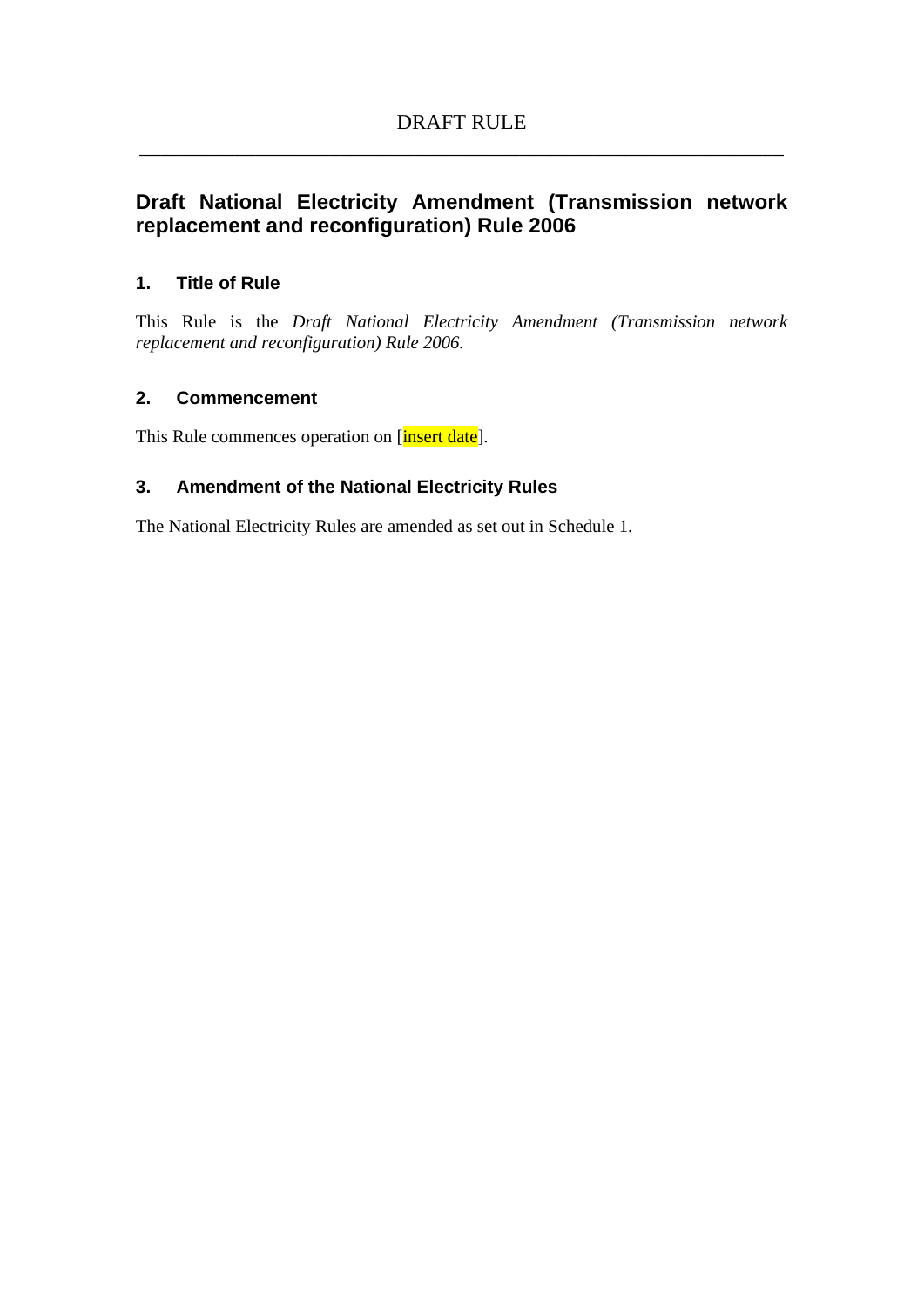DRAFT RULE

---

# Draft National Electricity Amendment (Transmission network replacement and reconfiguration) Rule 2006

## 1. Title of Rule

This Rule is the *Draft National Electricity Amendment (Transmission network replacement and reconfiguration) Rule 2006.*

## 2. Commencement

This Rule commences operation on [insert date].

## 3. Amendment of the National Electricity Rules

The National Electricity Rules are amended as set out in Schedule 1.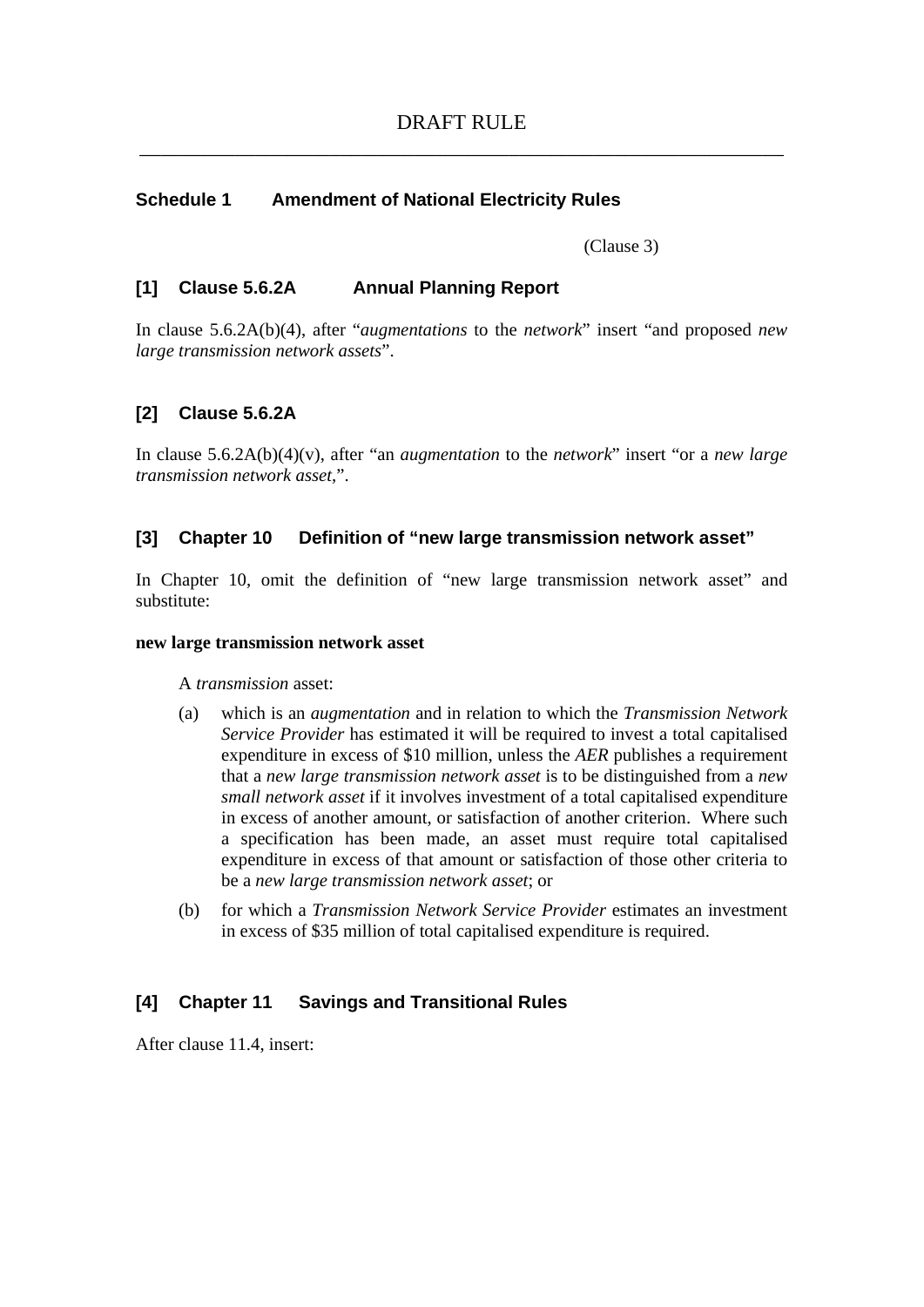# DRAFT RULE

## Schedule 1 Amendment of National Electricity Rules

(Clause 3)

### [1] Clause 5.6.2A Annual Planning Report

In clause 5.6.2A(b)(4), after "*augmentations* to the *network*" insert "and proposed *new large transmission network assets*".

### [2] Clause 5.6.2A

In clause 5.6.2A(b)(4)(v), after "an *augmentation* to the *network*" insert "or a *new large transmission network asset,*".

### [3] Chapter 10 Definition of "new large transmission network asset"

In Chapter 10, omit the definition of "new large transmission network asset" and substitute:

**new large transmission network asset**

A *transmission* asset:

(a) which is an *augmentation* and in relation to which the *Transmission Network Service Provider* has estimated it will be required to invest a total capitalised expenditure in excess of $10 million, unless the *AER* publishes a requirement that a *new large transmission network asset* is to be distinguished from a *new small network asset* if it involves investment of a total capitalised expenditure in excess of another amount, or satisfaction of another criterion. Where such a specification has been made, an asset must require total capitalised expenditure in excess of that amount or satisfaction of those other criteria to be a *new large transmission network asset*; or

(b) for which a *Transmission Network Service Provider* estimates an investment in excess of $35 million of total capitalised expenditure is required.

### [4] Chapter 11 Savings and Transitional Rules

After clause 11.4, insert: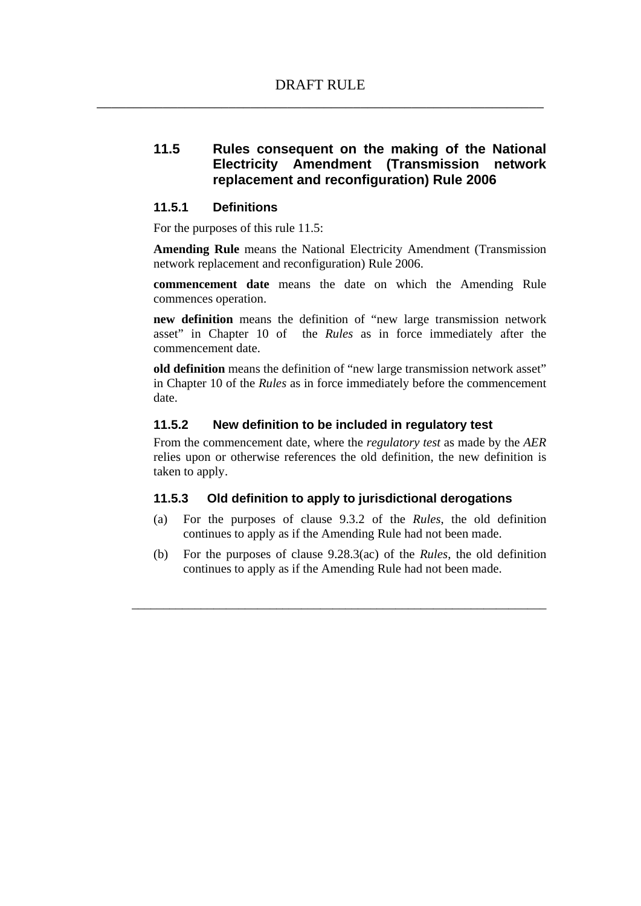DRAFT RULE

## 11.5 Rules consequent on the making of the National Electricity Amendment (Transmission network replacement and reconfiguration) Rule 2006

### 11.5.1 Definitions

For the purposes of this rule 11.5:

**Amending Rule** means the National Electricity Amendment (Transmission network replacement and reconfiguration) Rule 2006.

**commencement date** means the date on which the Amending Rule commences operation.

**new definition** means the definition of "new large transmission network asset" in Chapter 10 of the *Rules* as in force immediately after the commencement date.

**old definition** means the definition of "new large transmission network asset" in Chapter 10 of the *Rules* as in force immediately before the commencement date.

### 11.5.2 New definition to be included in regulatory test

From the commencement date, where the *regulatory test* as made by the *AER* relies upon or otherwise references the old definition, the new definition is taken to apply.

### 11.5.3 Old definition to apply to jurisdictional derogations

(a) For the purposes of clause 9.3.2 of the *Rules*, the old definition continues to apply as if the Amending Rule had not been made.

(b) For the purposes of clause 9.28.3(ac) of the *Rules*, the old definition continues to apply as if the Amending Rule had not been made.